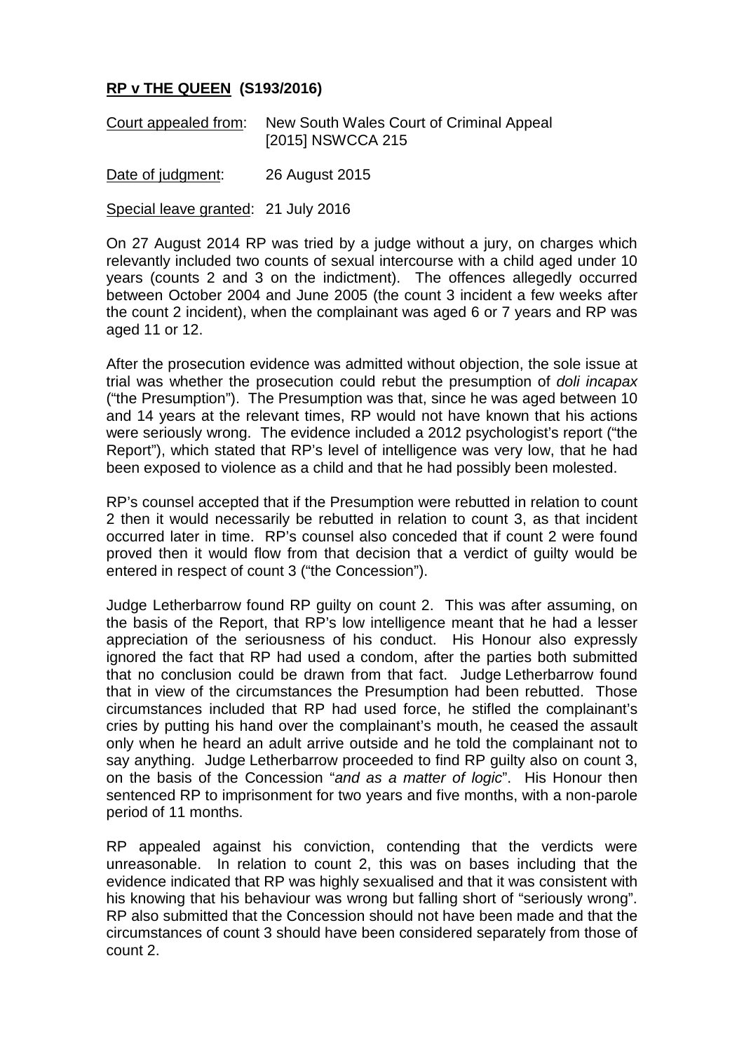**<u>RP v THE QUEEN (S193/2016)</u>**

<u>Court appealed from</u>: New South Wales Court of Criminal Appeal [2015] NSWCCA 215

<u>Date of judgment</u>: 26 August 2015

<u>Special leave granted</u>: 21 July 2016

On 27 August 2014 RP was tried by a judge without a jury, on charges which relevantly included two counts of sexual intercourse with a child aged under 10 years (counts 2 and 3 on the indictment). The offences allegedly occurred between October 2004 and June 2005 (the count 3 incident a few weeks after the count 2 incident), when the complainant was aged 6 or 7 years and RP was aged 11 or 12.

After the prosecution evidence was admitted without objection, the sole issue at trial was whether the prosecution could rebut the presumption of *doli incapax* ("the Presumption"). The Presumption was that, since he was aged between 10 and 14 years at the relevant times, RP would not have known that his actions were seriously wrong. The evidence included a 2012 psychologist's report ("the Report"), which stated that RP's level of intelligence was very low, that he had been exposed to violence as a child and that he had possibly been molested.

RP's counsel accepted that if the Presumption were rebutted in relation to count 2 then it would necessarily be rebutted in relation to count 3, as that incident occurred later in time. RP's counsel also conceded that if count 2 were found proved then it would flow from that decision that a verdict of guilty would be entered in respect of count 3 ("the Concession").

Judge Letherbarrow found RP guilty on count 2. This was after assuming, on the basis of the Report, that RP's low intelligence meant that he had a lesser appreciation of the seriousness of his conduct. His Honour also expressly ignored the fact that RP had used a condom, after the parties both submitted that no conclusion could be drawn from that fact. Judge Letherbarrow found that in view of the circumstances the Presumption had been rebutted. Those circumstances included that RP had used force, he stifled the complainant's cries by putting his hand over the complainant's mouth, he ceased the assault only when he heard an adult arrive outside and he told the complainant not to say anything. Judge Letherbarrow proceeded to find RP guilty also on count 3, on the basis of the Concession "*and as a matter of logic*". His Honour then sentenced RP to imprisonment for two years and five months, with a non-parole period of 11 months.

RP appealed against his conviction, contending that the verdicts were unreasonable. In relation to count 2, this was on bases including that the evidence indicated that RP was highly sexualised and that it was consistent with his knowing that his behaviour was wrong but falling short of "seriously wrong". RP also submitted that the Concession should not have been made and that the circumstances of count 3 should have been considered separately from those of count 2.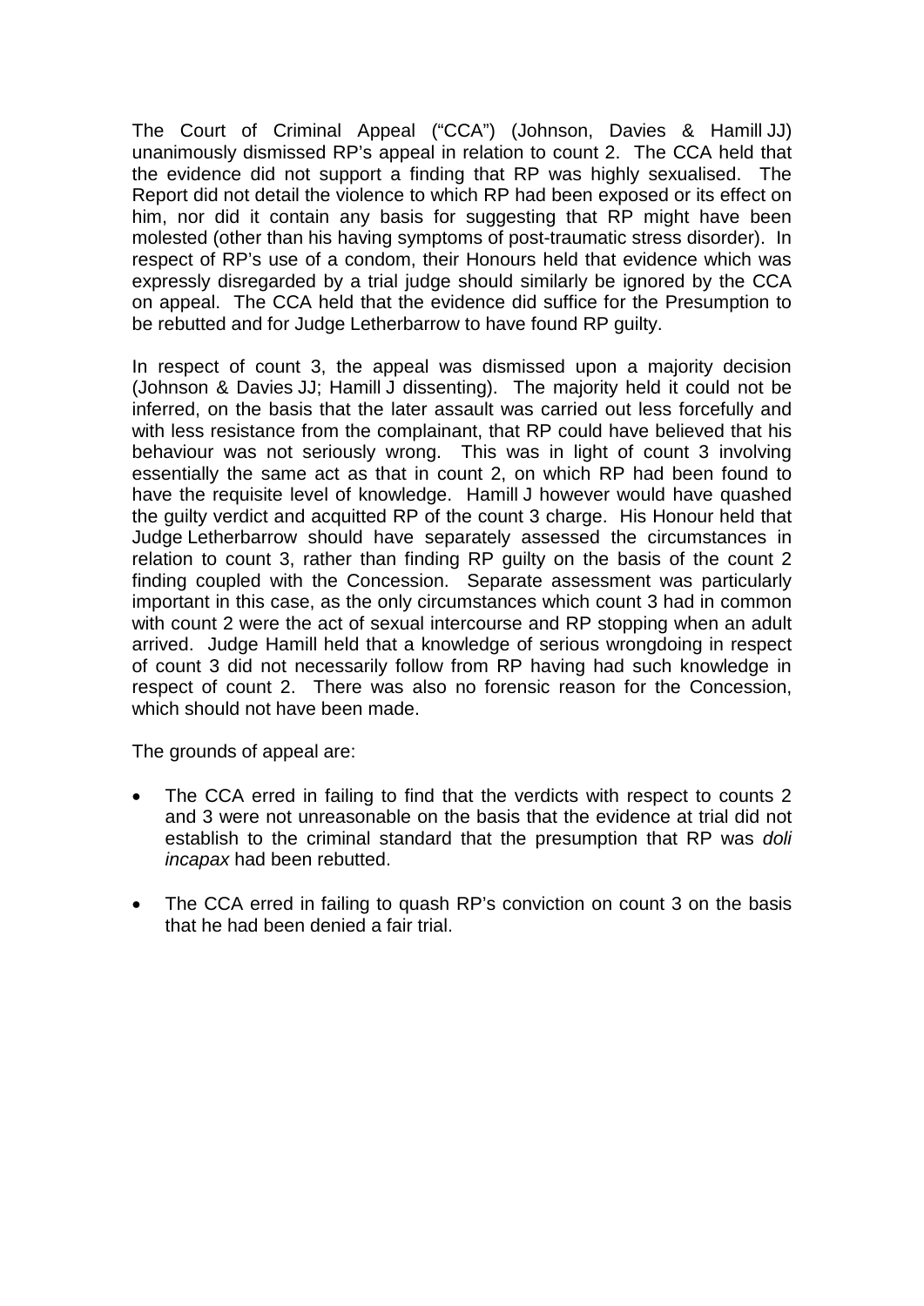The Court of Criminal Appeal ("CCA") (Johnson, Davies & Hamill JJ) unanimously dismissed RP's appeal in relation to count 2. The CCA held that the evidence did not support a finding that RP was highly sexualised. The Report did not detail the violence to which RP had been exposed or its effect on him, nor did it contain any basis for suggesting that RP might have been molested (other than his having symptoms of post-traumatic stress disorder). In respect of RP's use of a condom, their Honours held that evidence which was expressly disregarded by a trial judge should similarly be ignored by the CCA on appeal. The CCA held that the evidence did suffice for the Presumption to be rebutted and for Judge Letherbarrow to have found RP guilty.

In respect of count 3, the appeal was dismissed upon a majority decision (Johnson & Davies JJ; Hamill J dissenting). The majority held it could not be inferred, on the basis that the later assault was carried out less forcefully and with less resistance from the complainant, that RP could have believed that his behaviour was not seriously wrong. This was in light of count 3 involving essentially the same act as that in count 2, on which RP had been found to have the requisite level of knowledge. Hamill J however would have quashed the guilty verdict and acquitted RP of the count 3 charge. His Honour held that Judge Letherbarrow should have separately assessed the circumstances in relation to count 3, rather than finding RP guilty on the basis of the count 2 finding coupled with the Concession. Separate assessment was particularly important in this case, as the only circumstances which count 3 had in common with count 2 were the act of sexual intercourse and RP stopping when an adult arrived. Judge Hamill held that a knowledge of serious wrongdoing in respect of count 3 did not necessarily follow from RP having had such knowledge in respect of count 2. There was also no forensic reason for the Concession, which should not have been made.

The grounds of appeal are:

- The CCA erred in failing to find that the verdicts with respect to counts 2 and 3 were not unreasonable on the basis that the evidence at trial did not establish to the criminal standard that the presumption that RP was *doli incapax* had been rebutted.

- The CCA erred in failing to quash RP's conviction on count 3 on the basis that he had been denied a fair trial.